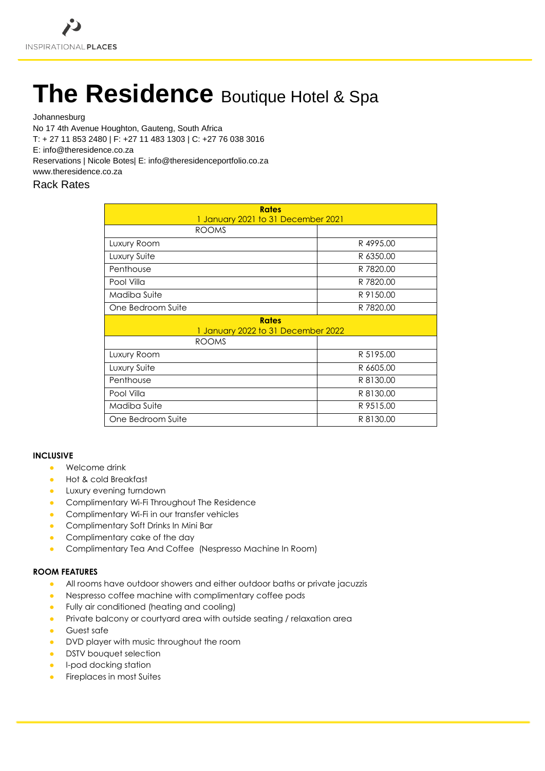INSPIRATIONAL PLACES

# The Residence Boutique Hotel & Spa

Johannesburg
No 17 4th Avenue Houghton, Gauteng, South Africa
T: + 27 11 853 2480 | F: +27 11 483 1303 | C: +27 76 038 3016
E: info@theresidence.co.za
Reservations | Nicole Botes| E: info@theresidenceportfolio.co.za
www.theresidence.co.za

## Rack Rates

| **Rates** 1 January 2021 to 31 December 2021 | |
|---|---|
| ROOMS | |
| Luxury Room | R 4995.00 |
| Luxury Suite | R 6350.00 |
| Penthouse | R 7820.00 |
| Pool Villa | R 7820.00 |
| Madiba Suite | R 9150.00 |
| One Bedroom Suite | R 7820.00 |
| **Rates** 1 January 2022 to 31 December 2022 | |
| ROOMS | |
| Luxury Room | R 5195.00 |
| Luxury Suite | R 6605.00 |
| Penthouse | R 8130.00 |
| Pool Villa | R 8130.00 |
| Madiba Suite | R 9515.00 |
| One Bedroom Suite | R 8130.00 |

**INCLUSIVE**

- Welcome drink
- Hot & cold Breakfast
- Luxury evening turndown
- Complimentary Wi-Fi Throughout The Residence
- Complimentary Wi-Fi in our transfer vehicles
- Complimentary Soft Drinks In Mini Bar
- Complimentary cake of the day
- Complimentary Tea And Coffee (Nespresso Machine In Room)

**ROOM FEATURES**

- All rooms have outdoor showers and either outdoor baths or private jacuzzis
- Nespresso coffee machine with complimentary coffee pods
- Fully air conditioned (heating and cooling)
- Private balcony or courtyard area with outside seating / relaxation area
- Guest safe
- DVD player with music throughout the room
- DSTV bouquet selection
- I-pod docking station
- Fireplaces in most Suites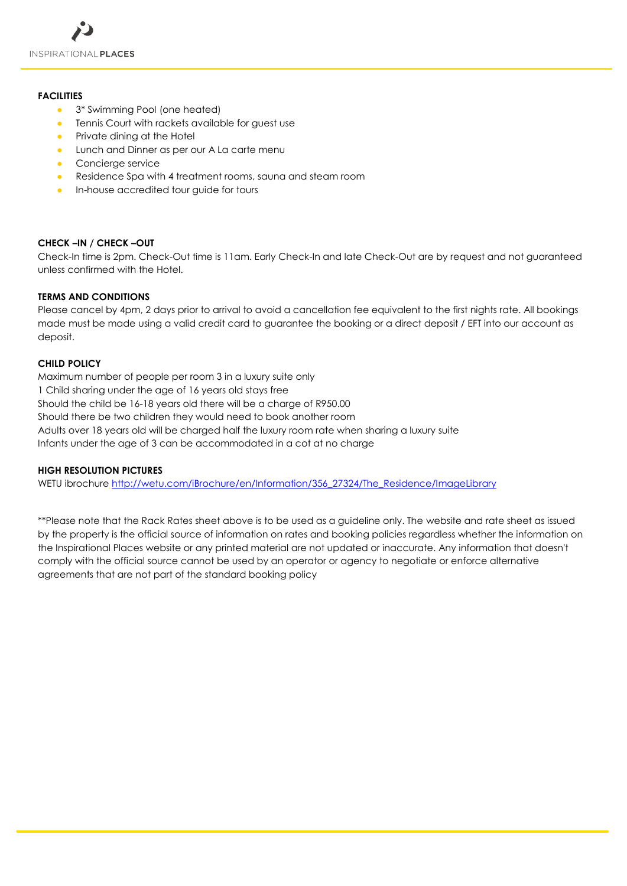**FACILITIES**

- 3* Swimming Pool (one heated)
- Tennis Court with rackets available for guest use
- Private dining at the Hotel
- Lunch and Dinner as per our A La carte menu
- Concierge service
- Residence Spa with 4 treatment rooms, sauna and steam room
- In-house accredited tour guide for tours

**CHECK –IN / CHECK –OUT**

Check-In time is 2pm. Check-Out time is 11am. Early Check-In and late Check-Out are by request and not guaranteed unless confirmed with the Hotel.

**TERMS AND CONDITIONS**

Please cancel by 4pm, 2 days prior to arrival to avoid a cancellation fee equivalent to the first nights rate. All bookings made must be made using a valid credit card to guarantee the booking or a direct deposit / EFT into our account as deposit.

**CHILD POLICY**

Maximum number of people per room 3 in a luxury suite only
1 Child sharing under the age of 16 years old stays free
Should the child be 16-18 years old there will be a charge of R950.00
Should there be two children they would need to book another room
Adults over 18 years old will be charged half the luxury room rate when sharing a luxury suite
Infants under the age of 3 can be accommodated in a cot at no charge

**HIGH RESOLUTION PICTURES**

WETU ibrochure http://wetu.com/iBrochure/en/Information/356_27324/The_Residence/ImageLibrary

**Please note that the Rack Rates sheet above is to be used as a guideline only. The website and rate sheet as issued by the property is the official source of information on rates and booking policies regardless whether the information on the Inspirational Places website or any printed material are not updated or inaccurate. Any information that doesn't comply with the official source cannot be used by an operator or agency to negotiate or enforce alternative agreements that are not part of the standard booking policy